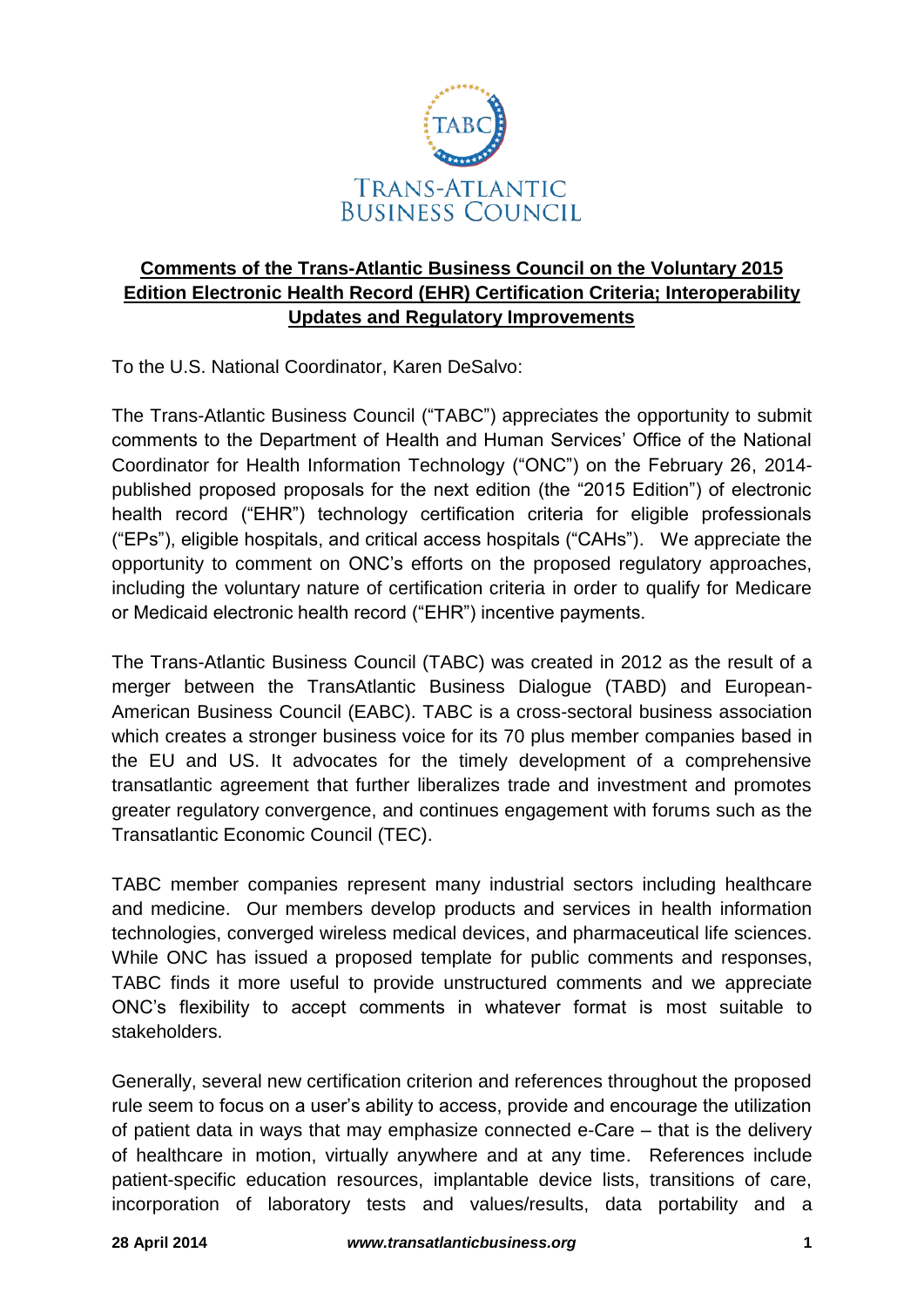TABC

TRANS-ATLANTIC BUSINESS COUNCIL

**Comments of the Trans-Atlantic Business Council on the Voluntary 2015 Edition Electronic Health Record (EHR) Certification Criteria; Interoperability Updates and Regulatory Improvements**

To the U.S. National Coordinator, Karen DeSalvo:

The Trans-Atlantic Business Council ("TABC") appreciates the opportunity to submit comments to the Department of Health and Human Services' Office of the National Coordinator for Health Information Technology ("ONC") on the February 26, 2014-published proposed proposals for the next edition (the "2015 Edition") of electronic health record ("EHR") technology certification criteria for eligible professionals ("EPs"), eligible hospitals, and critical access hospitals ("CAHs"). We appreciate the opportunity to comment on ONC's efforts on the proposed regulatory approaches, including the voluntary nature of certification criteria in order to qualify for Medicare or Medicaid electronic health record ("EHR") incentive payments.

The Trans-Atlantic Business Council (TABC) was created in 2012 as the result of a merger between the TransAtlantic Business Dialogue (TABD) and European-American Business Council (EABC). TABC is a cross-sectoral business association which creates a stronger business voice for its 70 plus member companies based in the EU and US. It advocates for the timely development of a comprehensive transatlantic agreement that further liberalizes trade and investment and promotes greater regulatory convergence, and continues engagement with forums such as the Transatlantic Economic Council (TEC).

TABC member companies represent many industrial sectors including healthcare and medicine. Our members develop products and services in health information technologies, converged wireless medical devices, and pharmaceutical life sciences. While ONC has issued a proposed template for public comments and responses, TABC finds it more useful to provide unstructured comments and we appreciate ONC's flexibility to accept comments in whatever format is most suitable to stakeholders.

Generally, several new certification criterion and references throughout the proposed rule seem to focus on a user's ability to access, provide and encourage the utilization of patient data in ways that may emphasize connected e-Care – that is the delivery of healthcare in motion, virtually anywhere and at any time. References include patient-specific education resources, implantable device lists, transitions of care, incorporation of laboratory tests and values/results, data portability and a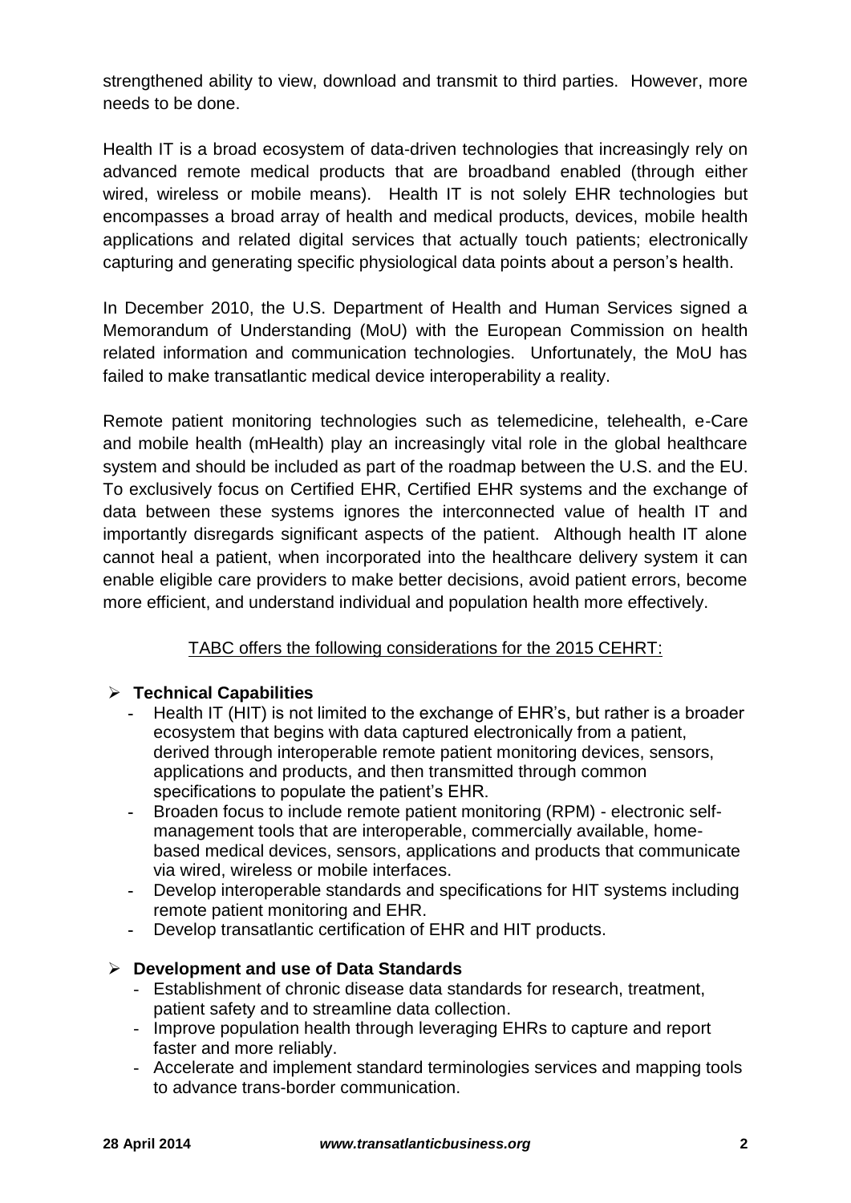strengthened ability to view, download and transmit to third parties. However, more needs to be done.

Health IT is a broad ecosystem of data-driven technologies that increasingly rely on advanced remote medical products that are broadband enabled (through either wired, wireless or mobile means). Health IT is not solely EHR technologies but encompasses a broad array of health and medical products, devices, mobile health applications and related digital services that actually touch patients; electronically capturing and generating specific physiological data points about a person's health.

In December 2010, the U.S. Department of Health and Human Services signed a Memorandum of Understanding (MoU) with the European Commission on health related information and communication technologies. Unfortunately, the MoU has failed to make transatlantic medical device interoperability a reality.

Remote patient monitoring technologies such as telemedicine, telehealth, e-Care and mobile health (mHealth) play an increasingly vital role in the global healthcare system and should be included as part of the roadmap between the U.S. and the EU. To exclusively focus on Certified EHR, Certified EHR systems and the exchange of data between these systems ignores the interconnected value of health IT and importantly disregards significant aspects of the patient. Although health IT alone cannot heal a patient, when incorporated into the healthcare delivery system it can enable eligible care providers to make better decisions, avoid patient errors, become more efficient, and understand individual and population health more effectively.

<u>TABC offers the following considerations for the 2015 CEHRT:</u>

- **Technical Capabilities**
  - Health IT (HIT) is not limited to the exchange of EHR's, but rather is a broader ecosystem that begins with data captured electronically from a patient, derived through interoperable remote patient monitoring devices, sensors, applications and products, and then transmitted through common specifications to populate the patient's EHR.
  - Broaden focus to include remote patient monitoring (RPM) - electronic self-management tools that are interoperable, commercially available, home-based medical devices, sensors, applications and products that communicate via wired, wireless or mobile interfaces.
  - Develop interoperable standards and specifications for HIT systems including remote patient monitoring and EHR.
  - Develop transatlantic certification of EHR and HIT products.

- **Development and use of Data Standards**
  - Establishment of chronic disease data standards for research, treatment, patient safety and to streamline data collection.
  - Improve population health through leveraging EHRs to capture and report faster and more reliably.
  - Accelerate and implement standard terminologies services and mapping tools to advance trans-border communication.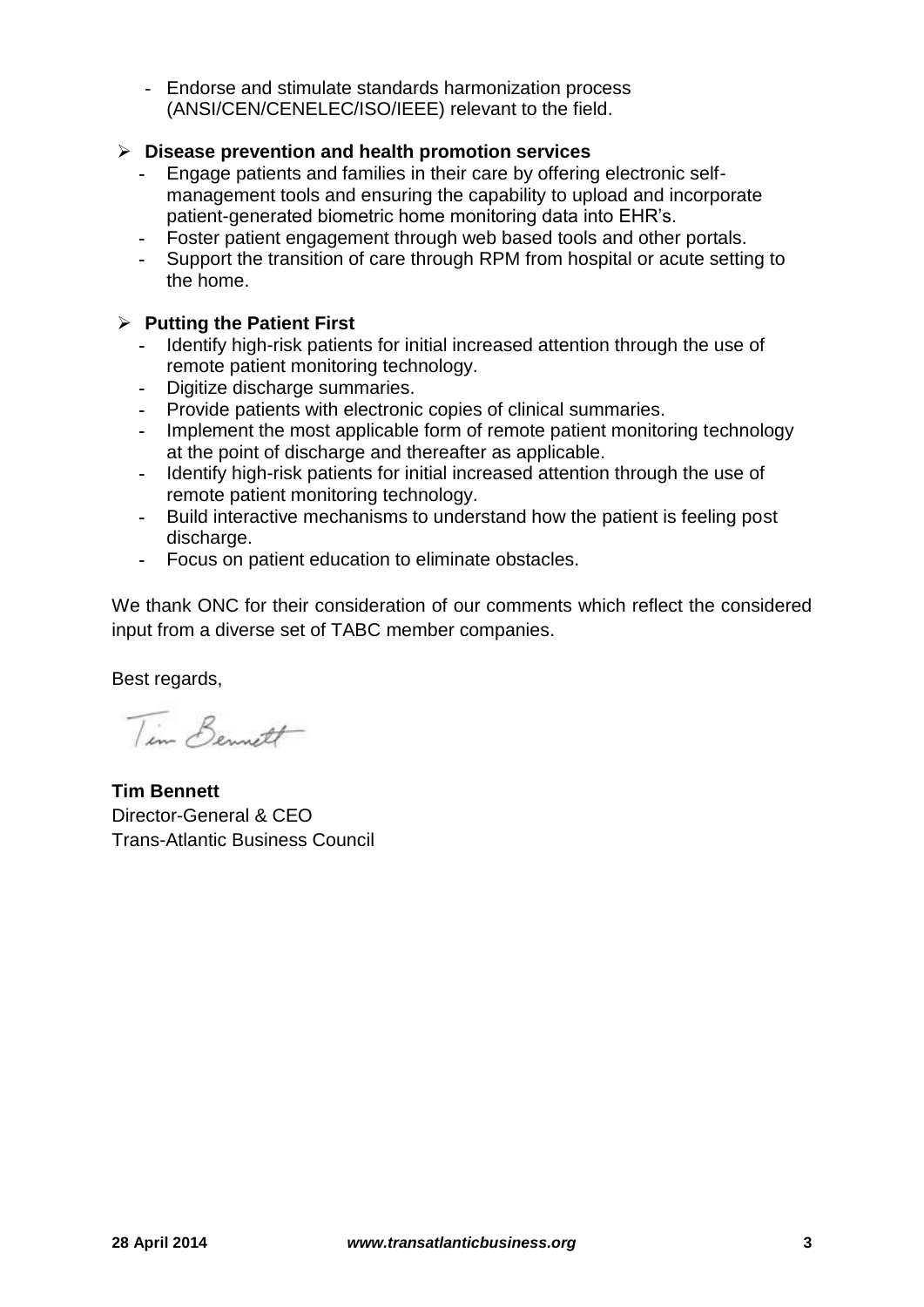- Endorse and stimulate standards harmonization process (ANSI/CEN/CENELEC/ISO/IEEE) relevant to the field.

- **Disease prevention and health promotion services**
  - Engage patients and families in their care by offering electronic self-management tools and ensuring the capability to upload and incorporate patient-generated biometric home monitoring data into EHR's.
  - Foster patient engagement through web based tools and other portals.
  - Support the transition of care through RPM from hospital or acute setting to the home.

- **Putting the Patient First**
  - Identify high-risk patients for initial increased attention through the use of remote patient monitoring technology.
  - Digitize discharge summaries.
  - Provide patients with electronic copies of clinical summaries.
  - Implement the most applicable form of remote patient monitoring technology at the point of discharge and thereafter as applicable.
  - Identify high-risk patients for initial increased attention through the use of remote patient monitoring technology.
  - Build interactive mechanisms to understand how the patient is feeling post discharge.
  - Focus on patient education to eliminate obstacles.

We thank ONC for their consideration of our comments which reflect the considered input from a diverse set of TABC member companies.

Best regards,

Tim Bennett

**Tim Bennett**
Director-General & CEO
Trans-Atlantic Business Council